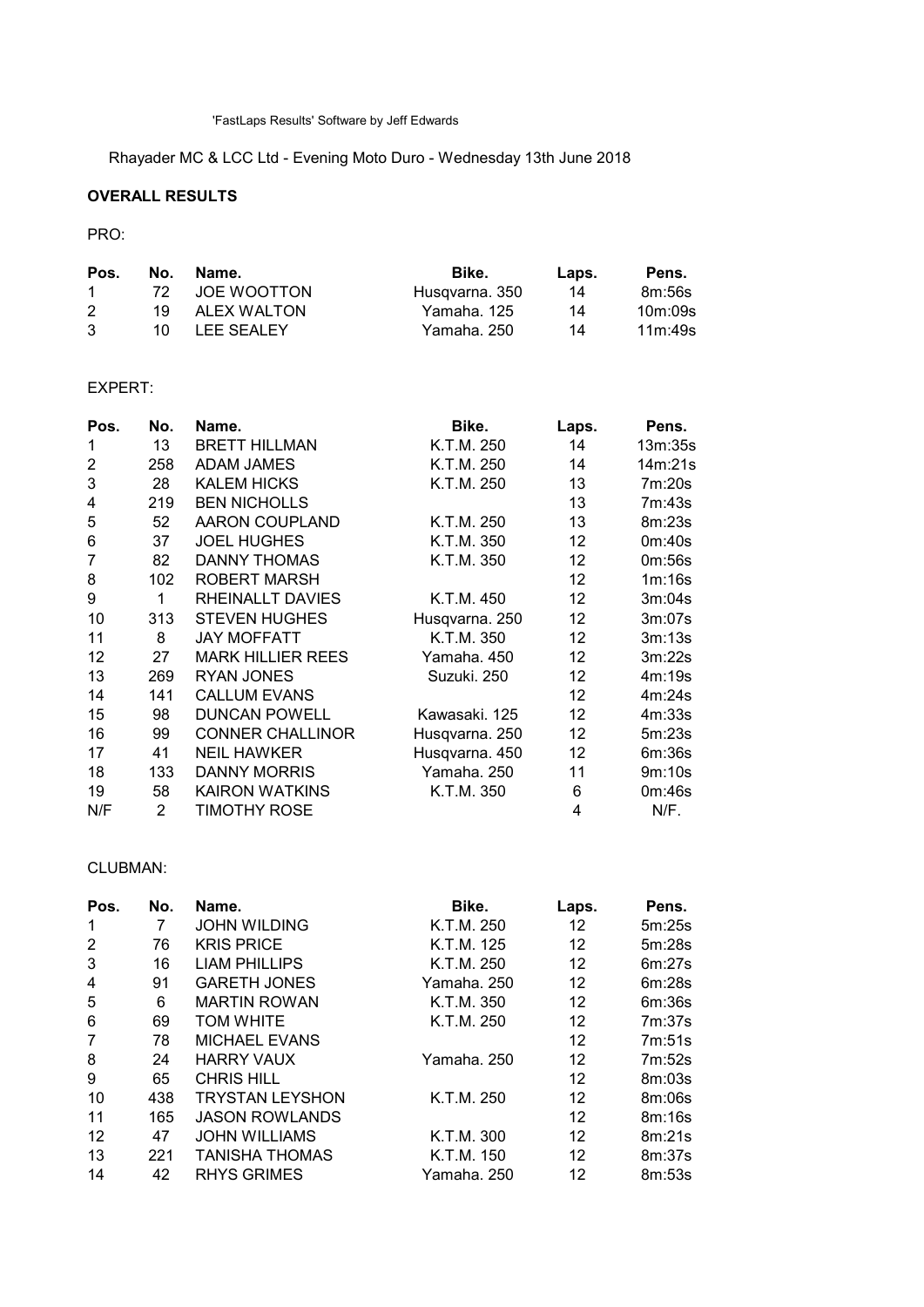'FastLaps Results' Software by Jeff Edwards

Rhayader MC & LCC Ltd - Evening Moto Duro - Wednesday 13th June 2018

**OVERALL RESULTS**

PRO:

| Pos. | No. | Name. | Bike. | Laps. | Pens. |
|---|---|---|---|---|---|
| 1 | 72 | JOE WOOTTON | Husqvarna. 350 | 14 | 8m:56s |
| 2 | 19 | ALEX WALTON | Yamaha. 125 | 14 | 10m:09s |
| 3 | 10 | LEE SEALEY | Yamaha. 250 | 14 | 11m:49s |

EXPERT:

| Pos. | No. | Name. | Bike. | Laps. | Pens. |
|---|---|---|---|---|---|
| 1 | 13 | BRETT HILLMAN | K.T.M. 250 | 14 | 13m:35s |
| 2 | 258 | ADAM JAMES | K.T.M. 250 | 14 | 14m:21s |
| 3 | 28 | KALEM HICKS | K.T.M. 250 | 13 | 7m:20s |
| 4 | 219 | BEN NICHOLLS | | 13 | 7m:43s |
| 5 | 52 | AARON COUPLAND | K.T.M. 250 | 13 | 8m:23s |
| 6 | 37 | JOEL HUGHES | K.T.M. 350 | 12 | 0m:40s |
| 7 | 82 | DANNY THOMAS | K.T.M. 350 | 12 | 0m:56s |
| 8 | 102 | ROBERT MARSH | | 12 | 1m:16s |
| 9 | 1 | RHEINALLT DAVIES | K.T.M. 450 | 12 | 3m:04s |
| 10 | 313 | STEVEN HUGHES | Husqvarna. 250 | 12 | 3m:07s |
| 11 | 8 | JAY MOFFATT | K.T.M. 350 | 12 | 3m:13s |
| 12 | 27 | MARK HILLIER REES | Yamaha. 450 | 12 | 3m:22s |
| 13 | 269 | RYAN JONES | Suzuki. 250 | 12 | 4m:19s |
| 14 | 141 | CALLUM EVANS | | 12 | 4m:24s |
| 15 | 98 | DUNCAN POWELL | Kawasaki. 125 | 12 | 4m:33s |
| 16 | 99 | CONNER CHALLINOR | Husqvarna. 250 | 12 | 5m:23s |
| 17 | 41 | NEIL HAWKER | Husqvarna. 450 | 12 | 6m:36s |
| 18 | 133 | DANNY MORRIS | Yamaha. 250 | 11 | 9m:10s |
| 19 | 58 | KAIRON WATKINS | K.T.M. 350 | 6 | 0m:46s |
| N/F | 2 | TIMOTHY ROSE | | 4 | N/F. |

CLUBMAN:

| Pos. | No. | Name. | Bike. | Laps. | Pens. |
|---|---|---|---|---|---|
| 1 | 7 | JOHN WILDING | K.T.M. 250 | 12 | 5m:25s |
| 2 | 76 | KRIS PRICE | K.T.M. 125 | 12 | 5m:28s |
| 3 | 16 | LIAM PHILLIPS | K.T.M. 250 | 12 | 6m:27s |
| 4 | 91 | GARETH JONES | Yamaha. 250 | 12 | 6m:28s |
| 5 | 6 | MARTIN ROWAN | K.T.M. 350 | 12 | 6m:36s |
| 6 | 69 | TOM WHITE | K.T.M. 250 | 12 | 7m:37s |
| 7 | 78 | MICHAEL EVANS | | 12 | 7m:51s |
| 8 | 24 | HARRY VAUX | Yamaha. 250 | 12 | 7m:52s |
| 9 | 65 | CHRIS HILL | | 12 | 8m:03s |
| 10 | 438 | TRYSTAN LEYSHON | K.T.M. 250 | 12 | 8m:06s |
| 11 | 165 | JASON ROWLANDS | | 12 | 8m:16s |
| 12 | 47 | JOHN WILLIAMS | K.T.M. 300 | 12 | 8m:21s |
| 13 | 221 | TANISHA THOMAS | K.T.M. 150 | 12 | 8m:37s |
| 14 | 42 | RHYS GRIMES | Yamaha. 250 | 12 | 8m:53s |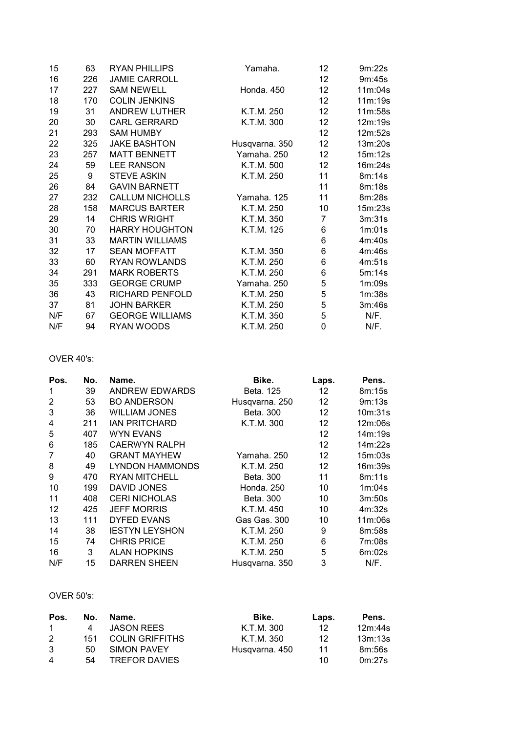| | | | | | |
|---|---|---|---|---|---|
| 15 | 63 | RYAN PHILLIPS | Yamaha. | 12 | 9m:22s |
| 16 | 226 | JAMIE CARROLL | | 12 | 9m:45s |
| 17 | 227 | SAM NEWELL | Honda. 450 | 12 | 11m:04s |
| 18 | 170 | COLIN JENKINS | | 12 | 11m:19s |
| 19 | 31 | ANDREW LUTHER | K.T.M. 250 | 12 | 11m:58s |
| 20 | 30 | CARL GERRARD | K.T.M. 300 | 12 | 12m:19s |
| 21 | 293 | SAM HUMBY | | 12 | 12m:52s |
| 22 | 325 | JAKE BASHTON | Husqvarna. 350 | 12 | 13m:20s |
| 23 | 257 | MATT BENNETT | Yamaha. 250 | 12 | 15m:12s |
| 24 | 59 | LEE RANSON | K.T.M. 500 | 12 | 16m:24s |
| 25 | 9 | STEVE ASKIN | K.T.M. 250 | 11 | 8m:14s |
| 26 | 84 | GAVIN BARNETT | | 11 | 8m:18s |
| 27 | 232 | CALLUM NICHOLLS | Yamaha. 125 | 11 | 8m:28s |
| 28 | 158 | MARCUS BARTER | K.T.M. 250 | 10 | 15m:23s |
| 29 | 14 | CHRIS WRIGHT | K.T.M. 350 | 7 | 3m:31s |
| 30 | 70 | HARRY HOUGHTON | K.T.M. 125 | 6 | 1m:01s |
| 31 | 33 | MARTIN WILLIAMS | | 6 | 4m:40s |
| 32 | 17 | SEAN MOFFATT | K.T.M. 350 | 6 | 4m:46s |
| 33 | 60 | RYAN ROWLANDS | K.T.M. 250 | 6 | 4m:51s |
| 34 | 291 | MARK ROBERTS | K.T.M. 250 | 6 | 5m:14s |
| 35 | 333 | GEORGE CRUMP | Yamaha. 250 | 5 | 1m:09s |
| 36 | 43 | RICHARD PENFOLD | K.T.M. 250 | 5 | 1m:38s |
| 37 | 81 | JOHN BARKER | K.T.M. 250 | 5 | 3m:46s |
| N/F | 67 | GEORGE WILLIAMS | K.T.M. 350 | 5 | N/F. |
| N/F | 94 | RYAN WOODS | K.T.M. 250 | 0 | N/F. |

OVER 40's:

| Pos. | No. | Name. | Bike. | Laps. | Pens. |
|---|---|---|---|---|---|
| 1 | 39 | ANDREW EDWARDS | Beta. 125 | 12 | 8m:15s |
| 2 | 53 | BO ANDERSON | Husqvarna. 250 | 12 | 9m:13s |
| 3 | 36 | WILLIAM JONES | Beta. 300 | 12 | 10m:31s |
| 4 | 211 | IAN PRITCHARD | K.T.M. 300 | 12 | 12m:06s |
| 5 | 407 | WYN EVANS | | 12 | 14m:19s |
| 6 | 185 | CAERWYN RALPH | | 12 | 14m:22s |
| 7 | 40 | GRANT MAYHEW | Yamaha. 250 | 12 | 15m:03s |
| 8 | 49 | LYNDON HAMMONDS | K.T.M. 250 | 12 | 16m:39s |
| 9 | 470 | RYAN MITCHELL | Beta. 300 | 11 | 8m:11s |
| 10 | 199 | DAVID JONES | Honda. 250 | 10 | 1m:04s |
| 11 | 408 | CERI NICHOLAS | Beta. 300 | 10 | 3m:50s |
| 12 | 425 | JEFF MORRIS | K.T.M. 450 | 10 | 4m:32s |
| 13 | 111 | DYFED EVANS | Gas Gas. 300 | 10 | 11m:06s |
| 14 | 38 | IESTYN LEYSHON | K.T.M. 250 | 9 | 8m:58s |
| 15 | 74 | CHRIS PRICE | K.T.M. 250 | 6 | 7m:08s |
| 16 | 3 | ALAN HOPKINS | K.T.M. 250 | 5 | 6m:02s |
| N/F | 15 | DARREN SHEEN | Husqvarna. 350 | 3 | N/F. |

OVER 50's:

| Pos. | No. | Name. | Bike. | Laps. | Pens. |
|---|---|---|---|---|---|
| 1 | 4 | JASON REES | K.T.M. 300 | 12 | 12m:44s |
| 2 | 151 | COLIN GRIFFITHS | K.T.M. 350 | 12 | 13m:13s |
| 3 | 50 | SIMON PAVEY | Husqvarna. 450 | 11 | 8m:56s |
| 4 | 54 | TREFOR DAVIES | | 10 | 0m:27s |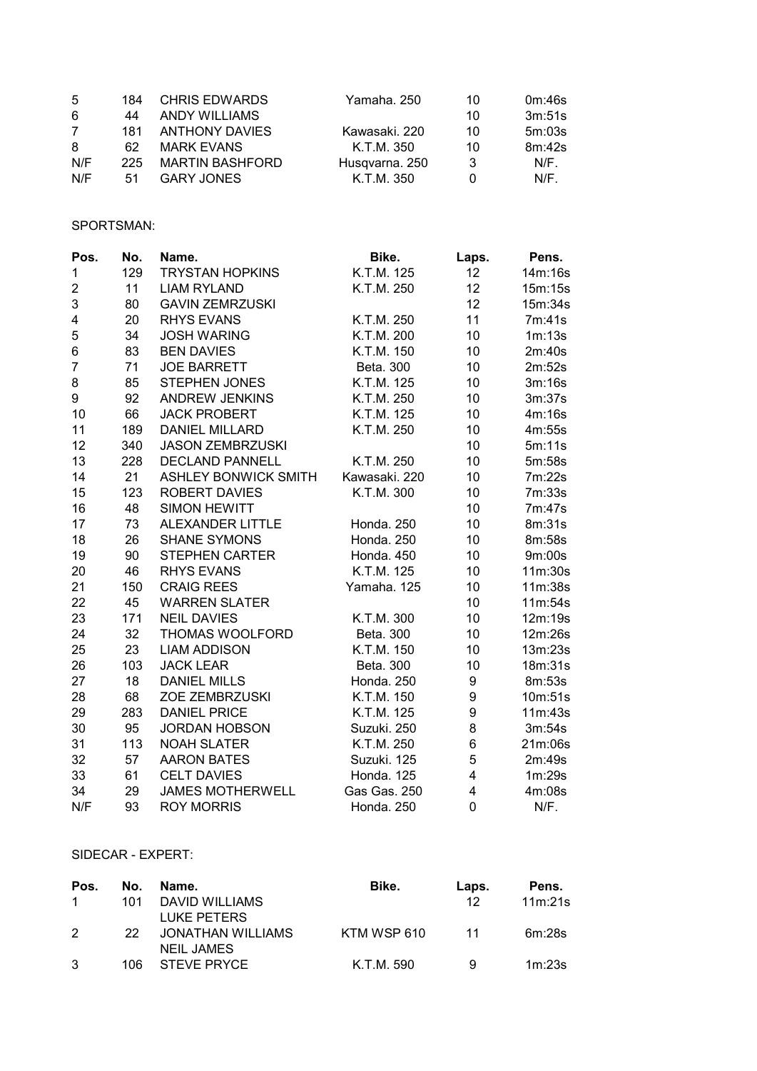| | | | | | |
|---|---|---|---|---|---|
| 5 | 184 | CHRIS EDWARDS | Yamaha. 250 | 10 | 0m:46s |
| 6 | 44 | ANDY WILLIAMS | | 10 | 3m:51s |
| 7 | 181 | ANTHONY DAVIES | Kawasaki. 220 | 10 | 5m:03s |
| 8 | 62 | MARK EVANS | K.T.M. 350 | 10 | 8m:42s |
| N/F | 225 | MARTIN BASHFORD | Husqvarna. 250 | 3 | N/F. |
| N/F | 51 | GARY JONES | K.T.M. 350 | 0 | N/F. |

SPORTSMAN:

| Pos. | No. | Name. | Bike. | Laps. | Pens. |
|---|---|---|---|---|---|
| 1 | 129 | TRYSTAN HOPKINS | K.T.M. 125 | 12 | 14m:16s |
| 2 | 11 | LIAM RYLAND | K.T.M. 250 | 12 | 15m:15s |
| 3 | 80 | GAVIN ZEMRZUSKI | | 12 | 15m:34s |
| 4 | 20 | RHYS EVANS | K.T.M. 250 | 11 | 7m:41s |
| 5 | 34 | JOSH WARING | K.T.M. 200 | 10 | 1m:13s |
| 6 | 83 | BEN DAVIES | K.T.M. 150 | 10 | 2m:40s |
| 7 | 71 | JOE BARRETT | Beta. 300 | 10 | 2m:52s |
| 8 | 85 | STEPHEN JONES | K.T.M. 125 | 10 | 3m:16s |
| 9 | 92 | ANDREW JENKINS | K.T.M. 250 | 10 | 3m:37s |
| 10 | 66 | JACK PROBERT | K.T.M. 125 | 10 | 4m:16s |
| 11 | 189 | DANIEL MILLARD | K.T.M. 250 | 10 | 4m:55s |
| 12 | 340 | JASON ZEMBRZUSKI | | 10 | 5m:11s |
| 13 | 228 | DECLAND PANNELL | K.T.M. 250 | 10 | 5m:58s |
| 14 | 21 | ASHLEY BONWICK SMITH | Kawasaki. 220 | 10 | 7m:22s |
| 15 | 123 | ROBERT DAVIES | K.T.M. 300 | 10 | 7m:33s |
| 16 | 48 | SIMON HEWITT | | 10 | 7m:47s |
| 17 | 73 | ALEXANDER LITTLE | Honda. 250 | 10 | 8m:31s |
| 18 | 26 | SHANE SYMONS | Honda. 250 | 10 | 8m:58s |
| 19 | 90 | STEPHEN CARTER | Honda. 450 | 10 | 9m:00s |
| 20 | 46 | RHYS EVANS | K.T.M. 125 | 10 | 11m:30s |
| 21 | 150 | CRAIG REES | Yamaha. 125 | 10 | 11m:38s |
| 22 | 45 | WARREN SLATER | | 10 | 11m:54s |
| 23 | 171 | NEIL DAVIES | K.T.M. 300 | 10 | 12m:19s |
| 24 | 32 | THOMAS WOOLFORD | Beta. 300 | 10 | 12m:26s |
| 25 | 23 | LIAM ADDISON | K.T.M. 150 | 10 | 13m:23s |
| 26 | 103 | JACK LEAR | Beta. 300 | 10 | 18m:31s |
| 27 | 18 | DANIEL MILLS | Honda. 250 | 9 | 8m:53s |
| 28 | 68 | ZOE ZEMBRZUSKI | K.T.M. 150 | 9 | 10m:51s |
| 29 | 283 | DANIEL PRICE | K.T.M. 125 | 9 | 11m:43s |
| 30 | 95 | JORDAN HOBSON | Suzuki. 250 | 8 | 3m:54s |
| 31 | 113 | NOAH SLATER | K.T.M. 250 | 6 | 21m:06s |
| 32 | 57 | AARON BATES | Suzuki. 125 | 5 | 2m:49s |
| 33 | 61 | CELT DAVIES | Honda. 125 | 4 | 1m:29s |
| 34 | 29 | JAMES MOTHERWELL | Gas Gas. 250 | 4 | 4m:08s |
| N/F | 93 | ROY MORRIS | Honda. 250 | 0 | N/F. |

SIDECAR - EXPERT:

| Pos. | No. | Name. | Bike. | Laps. | Pens. |
|---|---|---|---|---|---|
| 1 | 101 | DAVID WILLIAMS<br>LUKE PETERS | | 12 | 11m:21s |
| 2 | 22 | JONATHAN WILLIAMS<br>NEIL JAMES | KTM WSP 610 | 11 | 6m:28s |
| 3 | 106 | STEVE PRYCE | K.T.M. 590 | 9 | 1m:23s |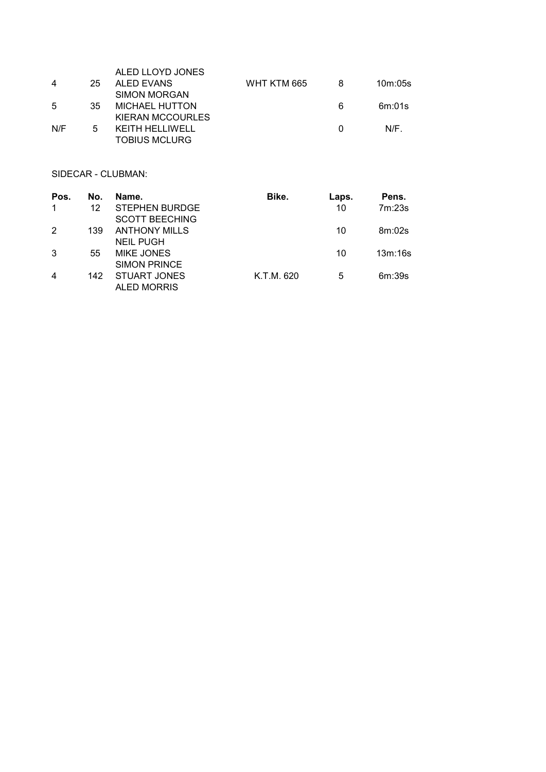| | | | | | |
|---|---|---|---|---|---|
| | | ALED LLOYD JONES | | | |
| 4 | 25 | ALED EVANS | WHT KTM 665 | 8 | 10m:05s |
| | | SIMON MORGAN | | | |
| 5 | 35 | MICHAEL HUTTON | | 6 | 6m:01s |
| | | KIERAN MCCOURLES | | | |
| N/F | 5 | KEITH HELLIWELL | | 0 | N/F. |
| | | TOBIUS MCLURG | | | |

SIDECAR - CLUBMAN:

| Pos. | No. | Name. | Bike. | Laps. | Pens. |
|---|---|---|---|---|---|
| 1 | 12 | STEPHEN BURDGE | | 10 | 7m:23s |
| | | SCOTT BEECHING | | | |
| 2 | 139 | ANTHONY MILLS | | 10 | 8m:02s |
| | | NEIL PUGH | | | |
| 3 | 55 | MIKE JONES | | 10 | 13m:16s |
| | | SIMON PRINCE | | | |
| 4 | 142 | STUART JONES | K.T.M. 620 | 5 | 6m:39s |
| | | ALED MORRIS | | | |